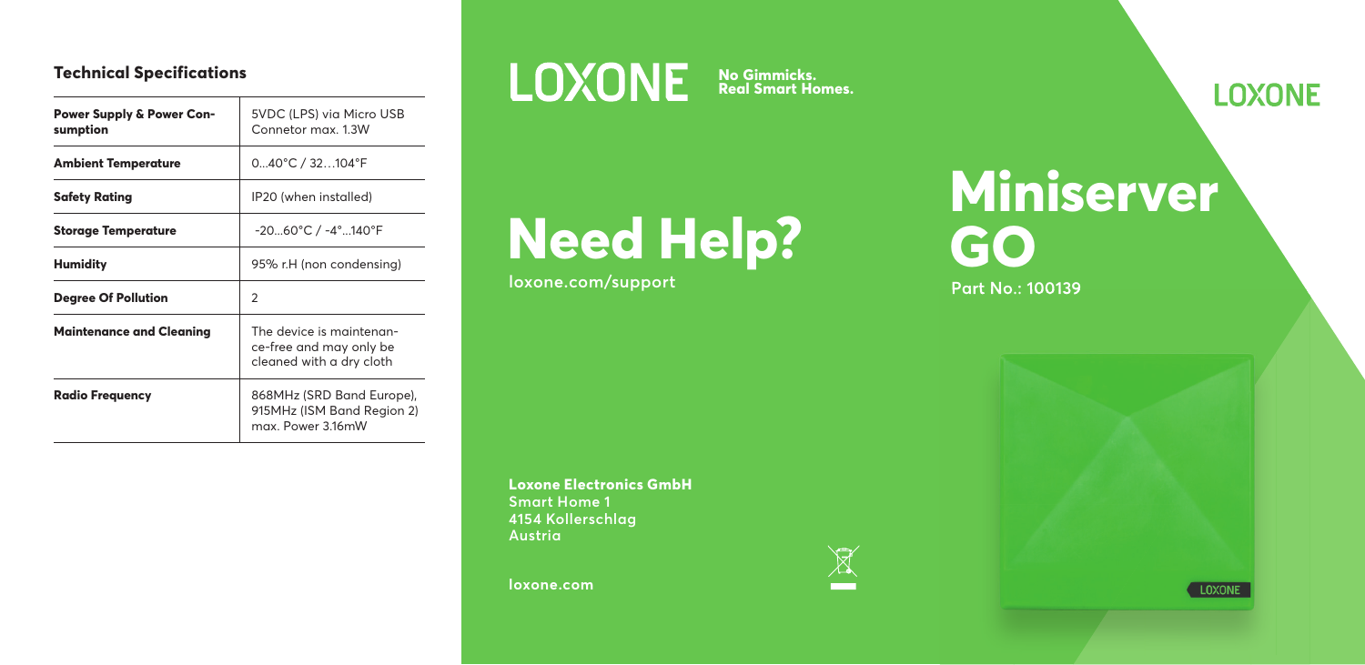## Technical Specifications

| | |
|---|---|
| **Power Supply & Power Consumption** | 5VDC (LPS) via Micro USB Connetor max. 1.3W |
| **Ambient Temperature** | 0...40°C / 32…104°F |
| **Safety Rating** | IP20 (when installed) |
| **Storage Temperature** | -20...60°C / -4°...140°F |
| **Humidity** | 95% r.H (non condensing) |
| **Degree Of Pollution** | 2 |
| **Maintenance and Cleaning** | The device is maintenance-free and may only be cleaned with a dry cloth |
| **Radio Frequency** | 868MHz (SRD Band Europe), 915MHz (ISM Band Region 2) max. Power 3.16mW |

LOXONE **No Gimmicks. Real Smart Homes.**

# Need Help?

loxone.com/support

**Loxone Electronics GmbH**
Smart Home 1
4154 Kollerschlag
Austria

loxone.com

LOXONE

# Miniserver GO

Part No.: 100139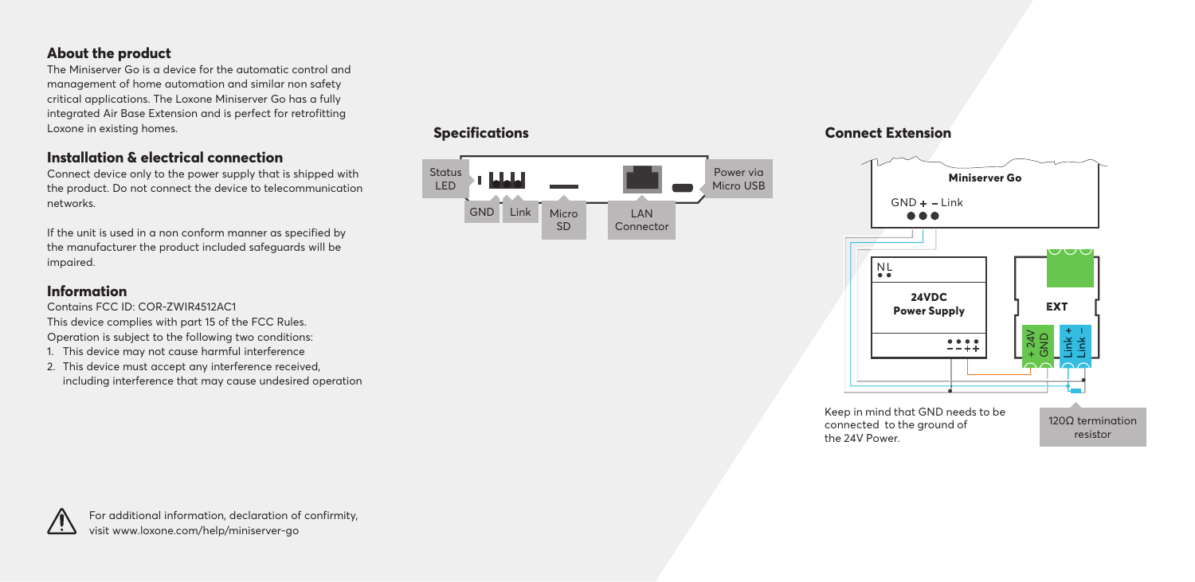## About the product

The Miniserver Go is a device for the automatic control and management of home automation and similar non safety critical applications. The Loxone Miniserver Go has a fully integrated Air Base Extension and is perfect for retrofitting Loxone in existing homes.

## Installation & electrical connection

Connect device only to the power supply that is shipped with the product. Do not connect the device to telecommunication networks.

If the unit is used in a non conform manner as specified by the manufacturer the product included safeguards will be impaired.

## Information

Contains FCC ID: COR-ZWIR4512AC1
This device complies with part 15 of the FCC Rules.
Operation is subject to the following two conditions:

1. This device may not cause harmful interference
2. This device must accept any interference received, including interference that may cause undesired operation

## Specifications

Status LED

GND

Link

Micro SD

LAN Connector

Power via Micro USB

## Connect Extension

Miniserver Go

GND + – Link

N L

24VDC Power Supply

– – + +

EXT

+ 24V GND

Link + Link –

Keep in mind that GND needs to be connected to the ground of the 24V Power.

120Ω termination resistor

For additional information, declaration of confirmity, visit www.loxone.com/help/miniserver-go